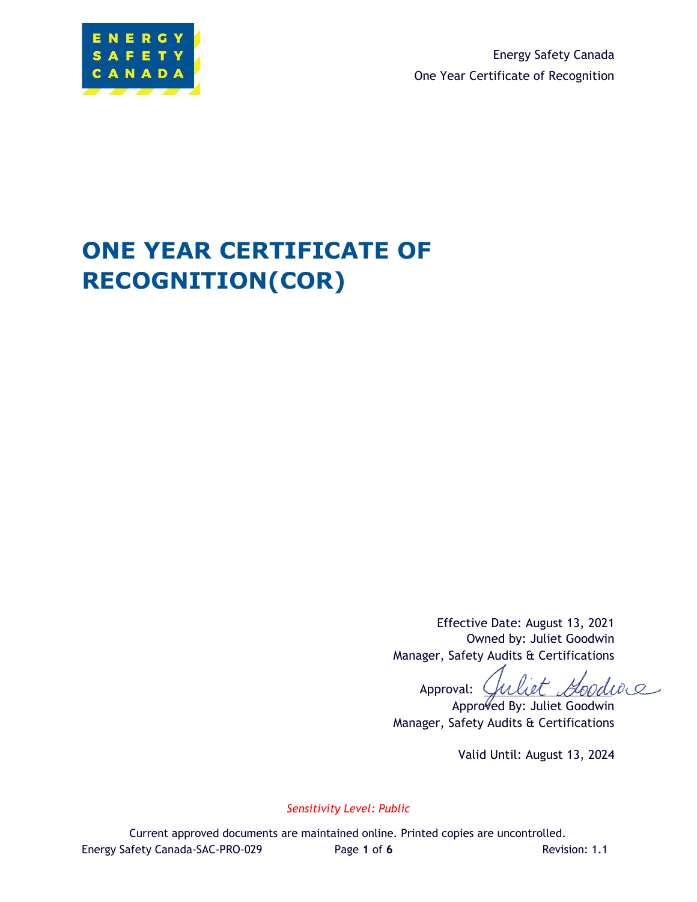Energy Safety Canada

One Year Certificate of Recognition

# ONE YEAR CERTIFICATE OF RECOGNITION(COR)

Effective Date: August 13, 2021
Owned by: Juliet Goodwin
Manager, Safety Audits & Certifications

Approval: Juliet Goodwin
Approved By: Juliet Goodwin
Manager, Safety Audits & Certifications

Valid Until: August 13, 2024

*Sensitivity Level: Public*

Current approved documents are maintained online. Printed copies are uncontrolled.

Energy Safety Canada-SAC-PRO-029 Revision: 1.1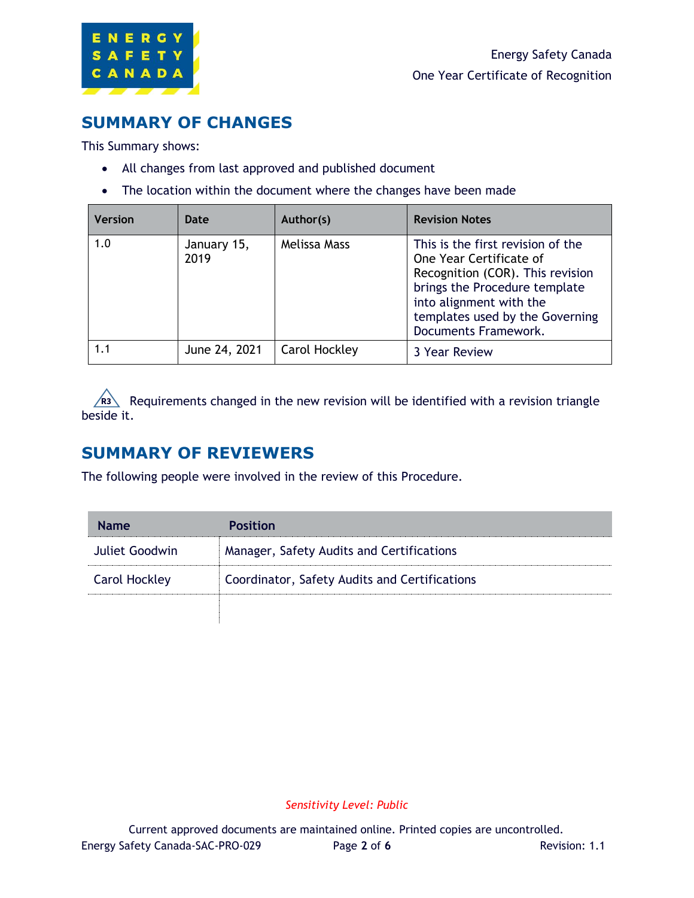## SUMMARY OF CHANGES

This Summary shows:

- All changes from last approved and published document
- The location within the document where the changes have been made

| Version | Date | Author(s) | Revision Notes |
|---|---|---|---|
| 1.0 | January 15, 2019 | Melissa Mass | This is the first revision of the One Year Certificate of Recognition (COR). This revision brings the Procedure template into alignment with the templates used by the Governing Documents Framework. |
| 1.1 | June 24, 2021 | Carol Hockley | 3 Year Review |

R3 Requirements changed in the new revision will be identified with a revision triangle beside it.

## SUMMARY OF REVIEWERS

The following people were involved in the review of this Procedure.

| Name | Position |
|---|---|
| Juliet Goodwin | Manager, Safety Audits and Certifications |
| Carol Hockley | Coordinator, Safety Audits and Certifications |
| | |

*Sensitivity Level: Public*

Current approved documents are maintained online. Printed copies are uncontrolled.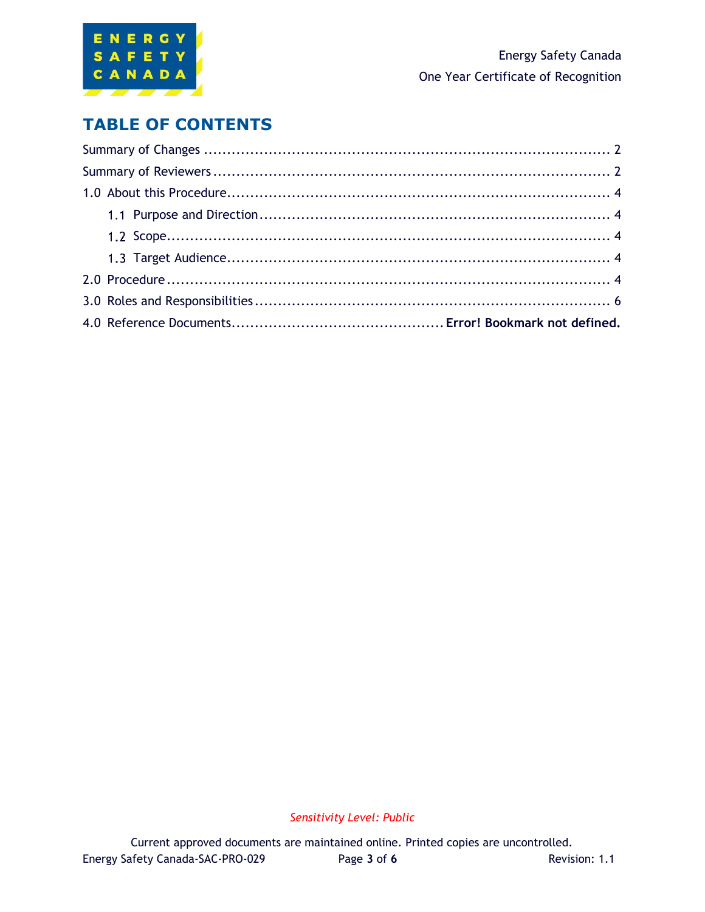# TABLE OF CONTENTS

Summary of Changes ........................................................................................ 2

Summary of Reviewers ...................................................................................... 2

1.0 About this Procedure..................................................................................... 4

- 1.1 Purpose and Direction ............................................................................ 4
- 1.2 Scope....................................................................................................... 4
- 1.3 Target Audience....................................................................................... 4

2.0 Procedure ...................................................................................................... 4

3.0 Roles and Responsibilities .............................................................................. 6

4.0 Reference Documents............................................... **Error! Bookmark not defined.**

*Sensitivity Level: Public*

Current approved documents are maintained online. Printed copies are uncontrolled.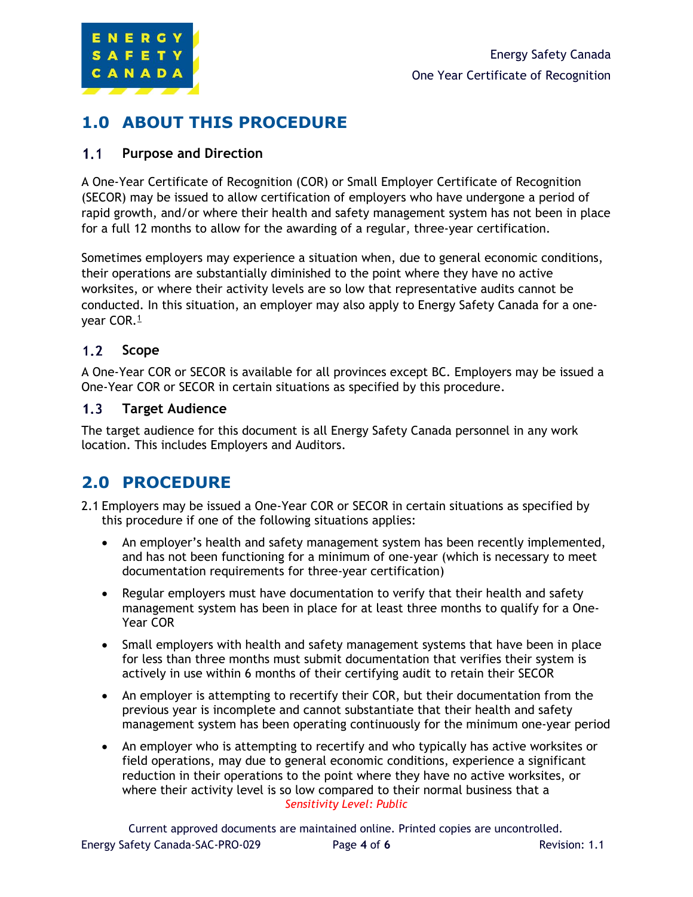# 1.0 ABOUT THIS PROCEDURE

## 1.1 Purpose and Direction

A One-Year Certificate of Recognition (COR) or Small Employer Certificate of Recognition (SECOR) may be issued to allow certification of employers who have undergone a period of rapid growth, and/or where their health and safety management system has not been in place for a full 12 months to allow for the awarding of a regular, three-year certification.

Sometimes employers may experience a situation when, due to general economic conditions, their operations are substantially diminished to the point where they have no active worksites, or where their activity levels are so low that representative audits cannot be conducted. In this situation, an employer may also apply to Energy Safety Canada for a one-year COR.[1]

## 1.2 Scope

A One-Year COR or SECOR is available for all provinces except BC. Employers may be issued a One-Year COR or SECOR in certain situations as specified by this procedure.

## 1.3 Target Audience

The target audience for this document is all Energy Safety Canada personnel in any work location. This includes Employers and Auditors.

# 2.0 PROCEDURE

2.1 Employers may be issued a One-Year COR or SECOR in certain situations as specified by this procedure if one of the following situations applies:

- An employer's health and safety management system has been recently implemented, and has not been functioning for a minimum of one-year (which is necessary to meet documentation requirements for three-year certification)
- Regular employers must have documentation to verify that their health and safety management system has been in place for at least three months to qualify for a One-Year COR
- Small employers with health and safety management systems that have been in place for less than three months must submit documentation that verifies their system is actively in use within 6 months of their certifying audit to retain their SECOR
- An employer is attempting to recertify their COR, but their documentation from the previous year is incomplete and cannot substantiate that their health and safety management system has been operating continuously for the minimum one-year period
- An employer who is attempting to recertify and who typically has active worksites or field operations, may due to general economic conditions, experience a significant reduction in their operations to the point where they have no active worksites, or where their activity level is so low compared to their normal business that a

*Sensitivity Level: Public*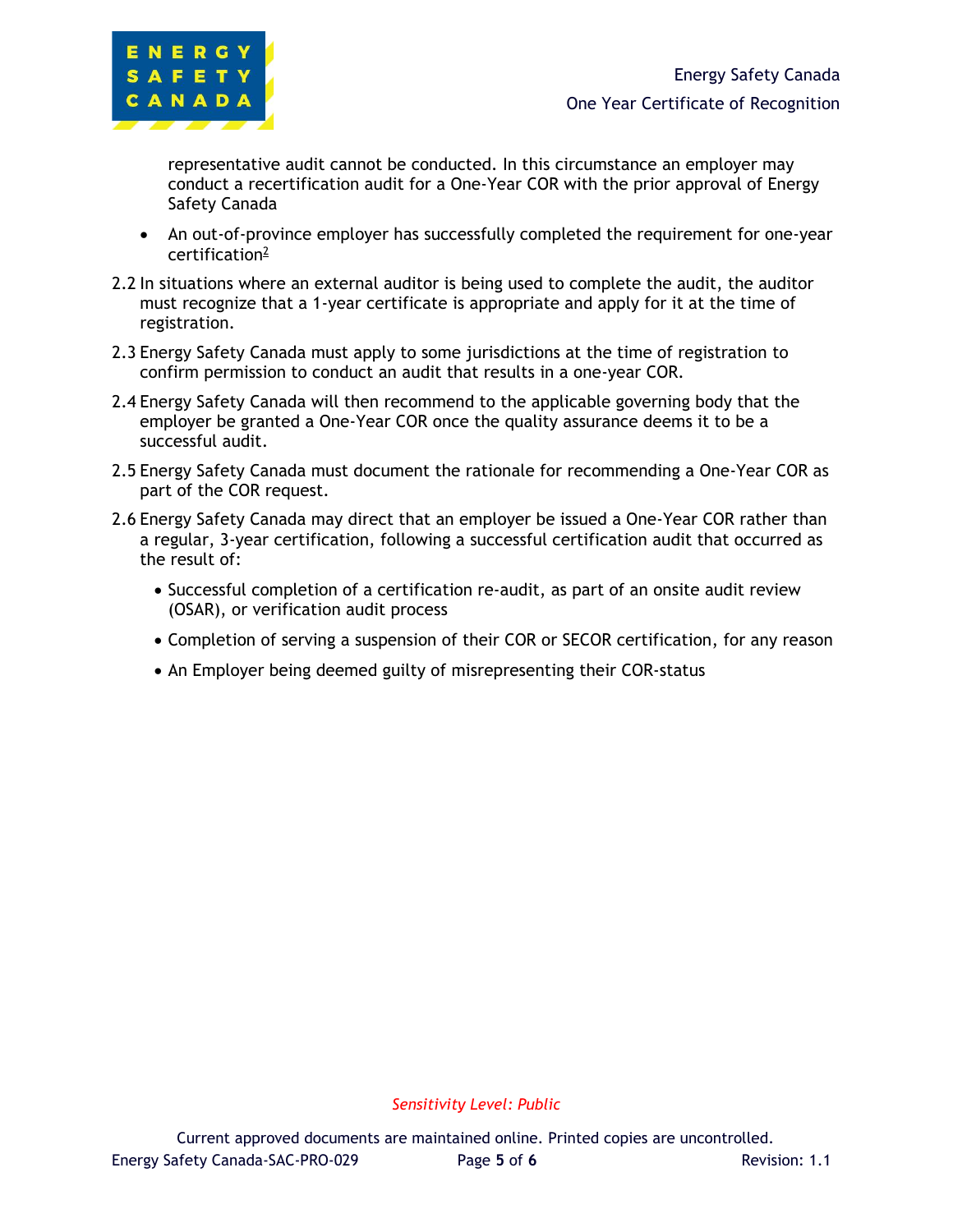representative audit cannot be conducted. In this circumstance an employer may conduct a recertification audit for a One-Year COR with the prior approval of Energy Safety Canada

- An out-of-province employer has successfully completed the requirement for one-year certification[2]

2.2 In situations where an external auditor is being used to complete the audit, the auditor must recognize that a 1-year certificate is appropriate and apply for it at the time of registration.

2.3 Energy Safety Canada must apply to some jurisdictions at the time of registration to confirm permission to conduct an audit that results in a one-year COR.

2.4 Energy Safety Canada will then recommend to the applicable governing body that the employer be granted a One-Year COR once the quality assurance deems it to be a successful audit.

2.5 Energy Safety Canada must document the rationale for recommending a One-Year COR as part of the COR request.

2.6 Energy Safety Canada may direct that an employer be issued a One-Year COR rather than a regular, 3-year certification, following a successful certification audit that occurred as the result of:

- Successful completion of a certification re-audit, as part of an onsite audit review (OSAR), or verification audit process
- Completion of serving a suspension of their COR or SECOR certification, for any reason
- An Employer being deemed guilty of misrepresenting their COR-status

*Sensitivity Level: Public*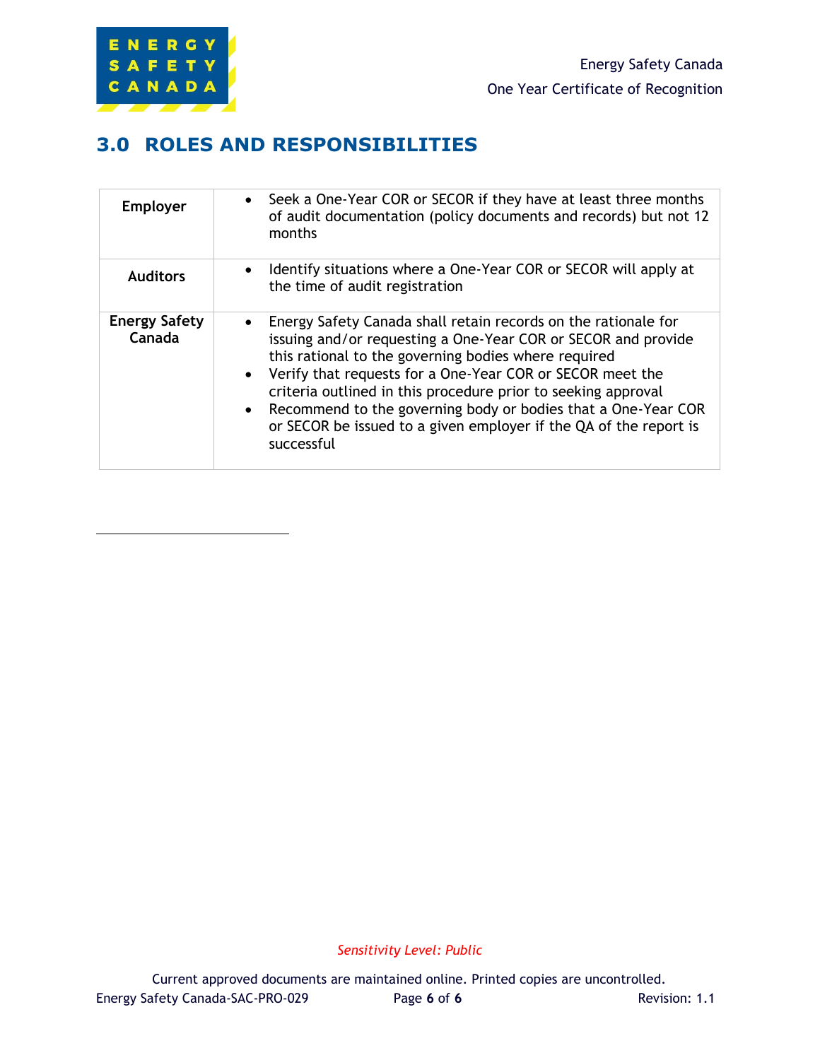## 3.0 ROLES AND RESPONSIBILITIES

| | |
|---|---|
| **Employer** | • Seek a One-Year COR or SECOR if they have at least three months of audit documentation (policy documents and records) but not 12 months |
| **Auditors** | • Identify situations where a One-Year COR or SECOR will apply at the time of audit registration |
| **Energy Safety Canada** | • Energy Safety Canada shall retain records on the rationale for issuing and/or requesting a One-Year COR or SECOR and provide this rational to the governing bodies where required<br>• Verify that requests for a One-Year COR or SECOR meet the criteria outlined in this procedure prior to seeking approval<br>• Recommend to the governing body or bodies that a One-Year COR or SECOR be issued to a given employer if the QA of the report is successful |